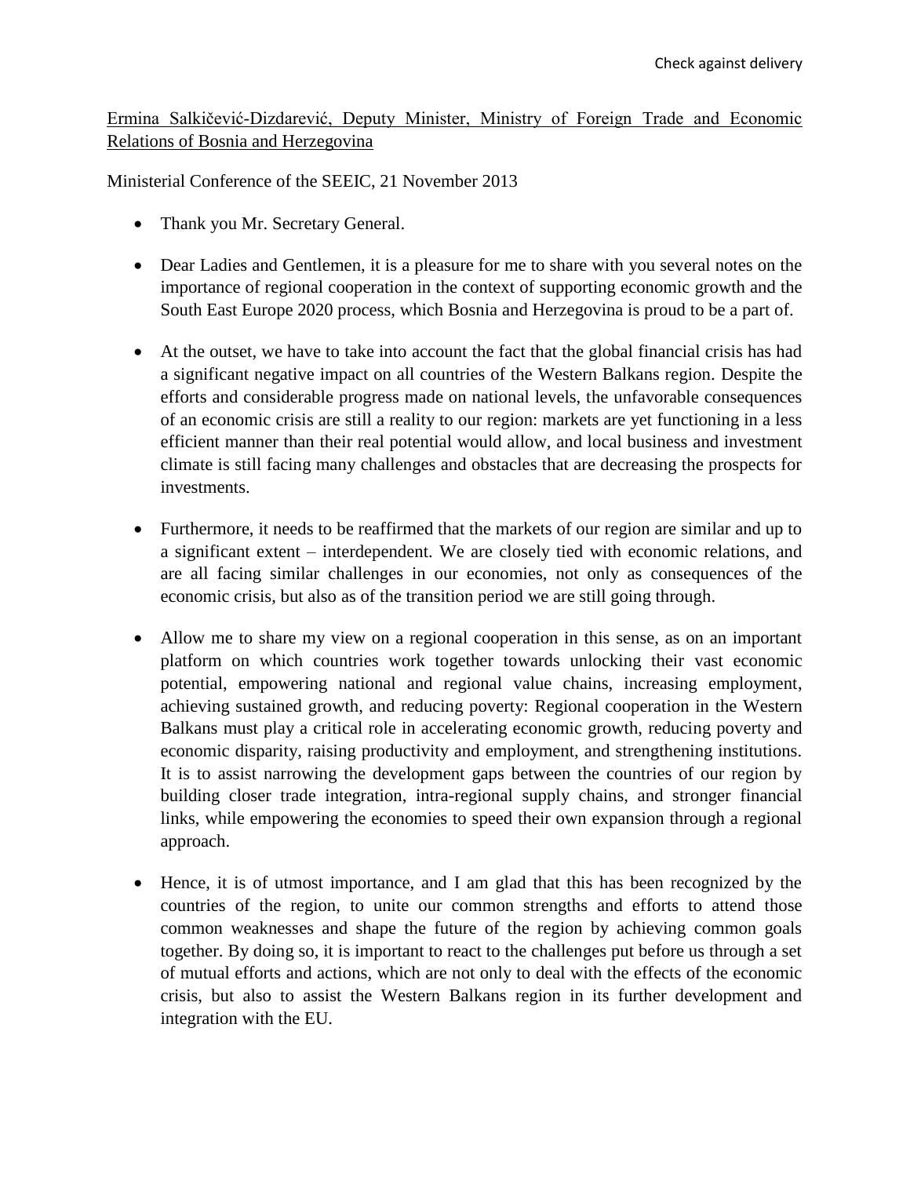Check against delivery

Ermina Salkičević-Dizdarević, Deputy Minister, Ministry of Foreign Trade and Economic Relations of Bosnia and Herzegovina

Ministerial Conference of the SEEIC, 21 November 2013

- Thank you Mr. Secretary General.

- Dear Ladies and Gentlemen, it is a pleasure for me to share with you several notes on the importance of regional cooperation in the context of supporting economic growth and the South East Europe 2020 process, which Bosnia and Herzegovina is proud to be a part of.

- At the outset, we have to take into account the fact that the global financial crisis has had a significant negative impact on all countries of the Western Balkans region. Despite the efforts and considerable progress made on national levels, the unfavorable consequences of an economic crisis are still a reality to our region: markets are yet functioning in a less efficient manner than their real potential would allow, and local business and investment climate is still facing many challenges and obstacles that are decreasing the prospects for investments.

- Furthermore, it needs to be reaffirmed that the markets of our region are similar and up to a significant extent – interdependent. We are closely tied with economic relations, and are all facing similar challenges in our economies, not only as consequences of the economic crisis, but also as of the transition period we are still going through.

- Allow me to share my view on a regional cooperation in this sense, as on an important platform on which countries work together towards unlocking their vast economic potential, empowering national and regional value chains, increasing employment, achieving sustained growth, and reducing poverty: Regional cooperation in the Western Balkans must play a critical role in accelerating economic growth, reducing poverty and economic disparity, raising productivity and employment, and strengthening institutions. It is to assist narrowing the development gaps between the countries of our region by building closer trade integration, intra-regional supply chains, and stronger financial links, while empowering the economies to speed their own expansion through a regional approach.

- Hence, it is of utmost importance, and I am glad that this has been recognized by the countries of the region, to unite our common strengths and efforts to attend those common weaknesses and shape the future of the region by achieving common goals together. By doing so, it is important to react to the challenges put before us through a set of mutual efforts and actions, which are not only to deal with the effects of the economic crisis, but also to assist the Western Balkans region in its further development and integration with the EU.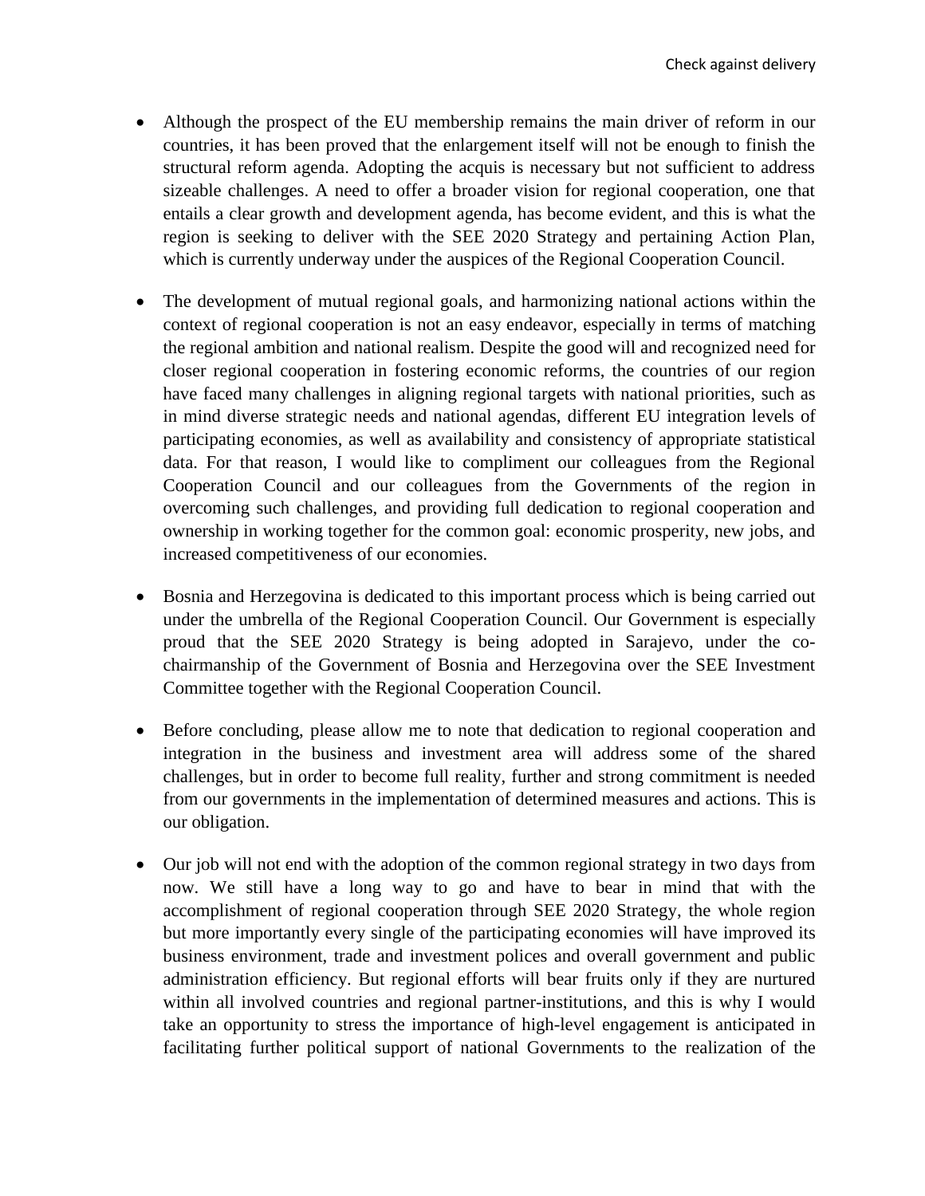- Although the prospect of the EU membership remains the main driver of reform in our countries, it has been proved that the enlargement itself will not be enough to finish the structural reform agenda. Adopting the acquis is necessary but not sufficient to address sizeable challenges. A need to offer a broader vision for regional cooperation, one that entails a clear growth and development agenda, has become evident, and this is what the region is seeking to deliver with the SEE 2020 Strategy and pertaining Action Plan, which is currently underway under the auspices of the Regional Cooperation Council.

- The development of mutual regional goals, and harmonizing national actions within the context of regional cooperation is not an easy endeavor, especially in terms of matching the regional ambition and national realism. Despite the good will and recognized need for closer regional cooperation in fostering economic reforms, the countries of our region have faced many challenges in aligning regional targets with national priorities, such as in mind diverse strategic needs and national agendas, different EU integration levels of participating economies, as well as availability and consistency of appropriate statistical data. For that reason, I would like to compliment our colleagues from the Regional Cooperation Council and our colleagues from the Governments of the region in overcoming such challenges, and providing full dedication to regional cooperation and ownership in working together for the common goal: economic prosperity, new jobs, and increased competitiveness of our economies.

- Bosnia and Herzegovina is dedicated to this important process which is being carried out under the umbrella of the Regional Cooperation Council. Our Government is especially proud that the SEE 2020 Strategy is being adopted in Sarajevo, under the co-chairmanship of the Government of Bosnia and Herzegovina over the SEE Investment Committee together with the Regional Cooperation Council.

- Before concluding, please allow me to note that dedication to regional cooperation and integration in the business and investment area will address some of the shared challenges, but in order to become full reality, further and strong commitment is needed from our governments in the implementation of determined measures and actions. This is our obligation.

- Our job will not end with the adoption of the common regional strategy in two days from now. We still have a long way to go and have to bear in mind that with the accomplishment of regional cooperation through SEE 2020 Strategy, the whole region but more importantly every single of the participating economies will have improved its business environment, trade and investment polices and overall government and public administration efficiency. But regional efforts will bear fruits only if they are nurtured within all involved countries and regional partner-institutions, and this is why I would take an opportunity to stress the importance of high-level engagement is anticipated in facilitating further political support of national Governments to the realization of the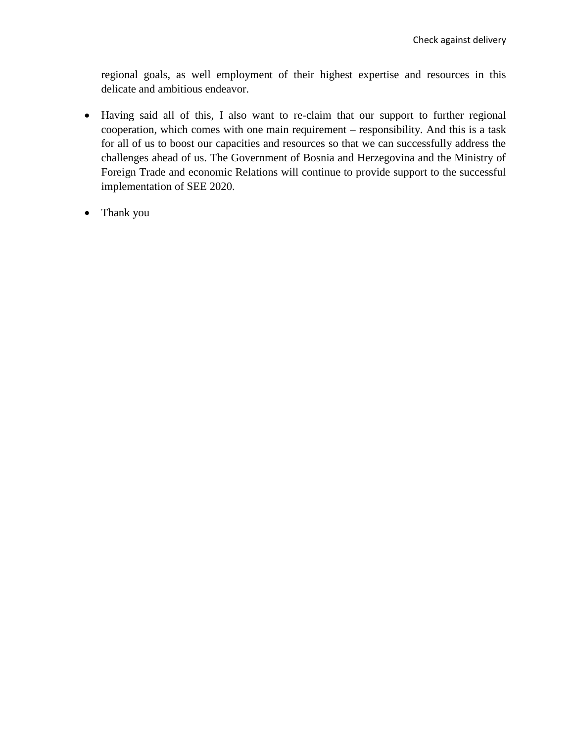regional goals, as well employment of their highest expertise and resources in this delicate and ambitious endeavor.

- Having said all of this, I also want to re-claim that our support to further regional cooperation, which comes with one main requirement – responsibility. And this is a task for all of us to boost our capacities and resources so that we can successfully address the challenges ahead of us. The Government of Bosnia and Herzegovina and the Ministry of Foreign Trade and economic Relations will continue to provide support to the successful implementation of SEE 2020.
- Thank you